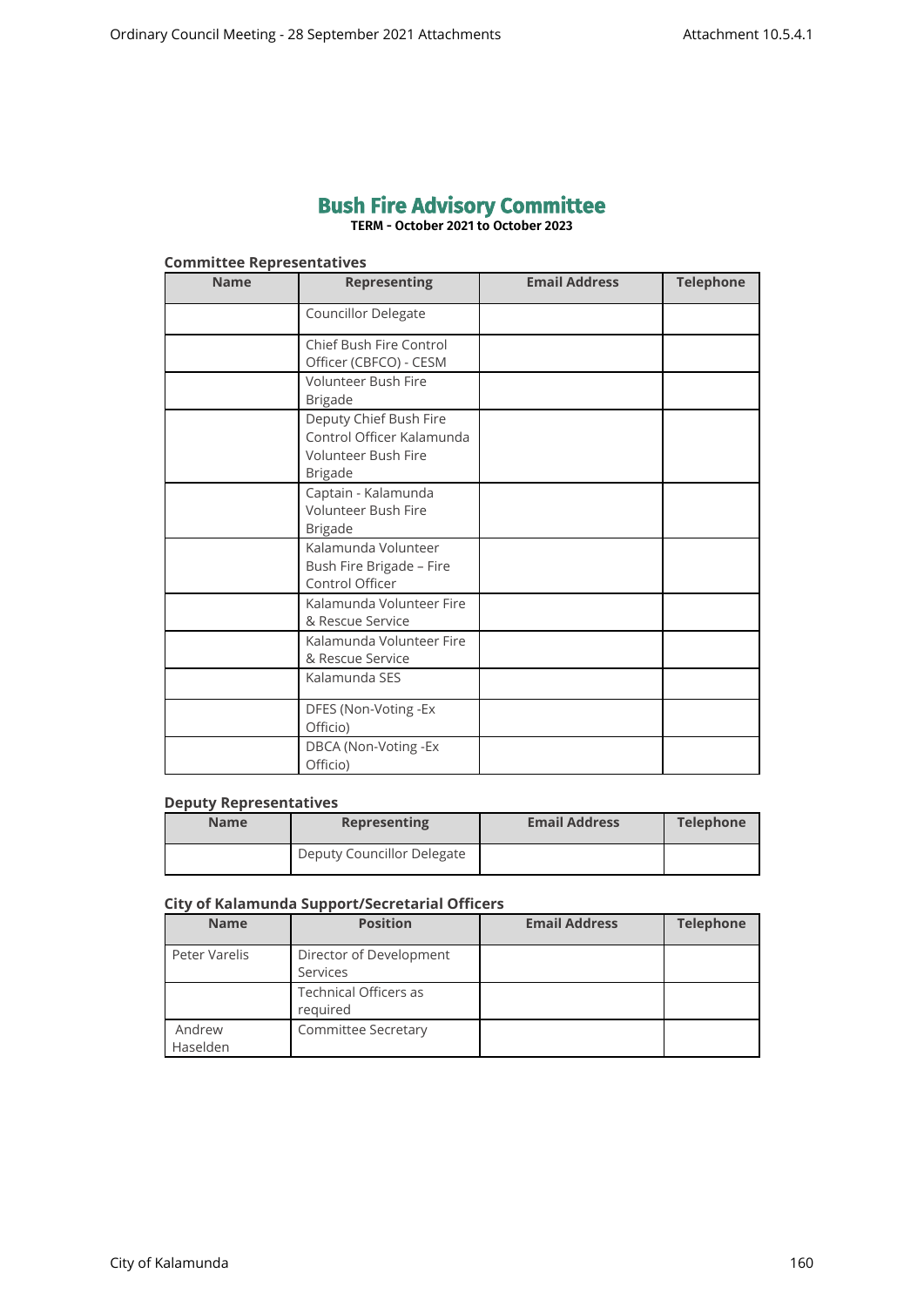# Bush Fire Advisory Committee

**TERM - October 2021 to October 2023**

### Committee Representatives

| Name | Representing | Email Address | Telephone |
| --- | --- | --- | --- |
| | Councillor Delegate | | |
| | Chief Bush Fire Control Officer (CBFCO) - CESM | | |
| | Volunteer Bush Fire Brigade | | |
| | Deputy Chief Bush Fire Control Officer Kalamunda Volunteer Bush Fire Brigade | | |
| | Captain - Kalamunda Volunteer Bush Fire Brigade | | |
| | Kalamunda Volunteer Bush Fire Brigade – Fire Control Officer | | |
| | Kalamunda Volunteer Fire & Rescue Service | | |
| | Kalamunda Volunteer Fire & Rescue Service | | |
| | Kalamunda SES | | |
| | DFES (Non-Voting -Ex Officio) | | |
| | DBCA (Non-Voting -Ex Officio) | | |

### Deputy Representatives

| Name | Representing | Email Address | Telephone |
| --- | --- | --- | --- |
| | Deputy Councillor Delegate | | |

### City of Kalamunda Support/Secretarial Officers

| Name | Position | Email Address | Telephone |
| --- | --- | --- | --- |
| Peter Varelis | Director of Development Services | | |
| | Technical Officers as required | | |
| Andrew Haselden | Committee Secretary | | |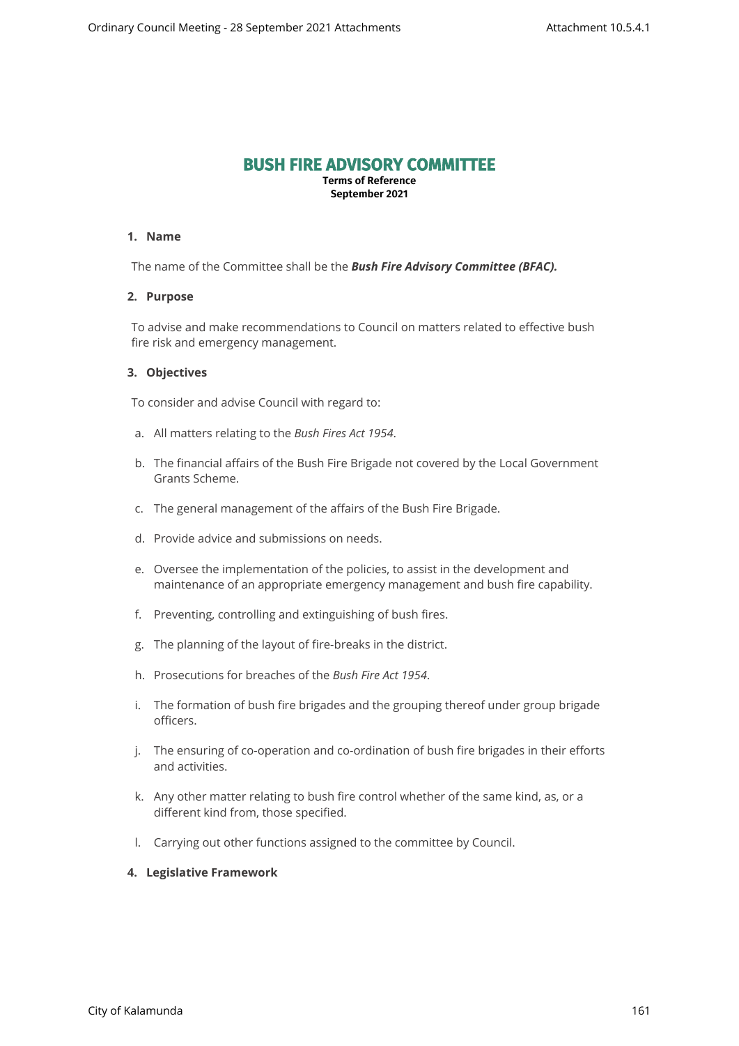# BUSH FIRE ADVISORY COMMITTEE

**Terms of Reference**
**September 2021**

## 1. Name

The name of the Committee shall be the ***Bush Fire Advisory Committee (BFAC).***

## 2. Purpose

To advise and make recommendations to Council on matters related to effective bush fire risk and emergency management.

## 3. Objectives

To consider and advise Council with regard to:

a. All matters relating to the *Bush Fires Act 1954*.

b. The financial affairs of the Bush Fire Brigade not covered by the Local Government Grants Scheme.

c. The general management of the affairs of the Bush Fire Brigade.

d. Provide advice and submissions on needs.

e. Oversee the implementation of the policies, to assist in the development and maintenance of an appropriate emergency management and bush fire capability.

f. Preventing, controlling and extinguishing of bush fires.

g. The planning of the layout of fire-breaks in the district.

h. Prosecutions for breaches of the *Bush Fire Act 1954*.

i. The formation of bush fire brigades and the grouping thereof under group brigade officers.

j. The ensuring of co-operation and co-ordination of bush fire brigades in their efforts and activities.

k. Any other matter relating to bush fire control whether of the same kind, as, or a different kind from, those specified.

l. Carrying out other functions assigned to the committee by Council.

## 4. Legislative Framework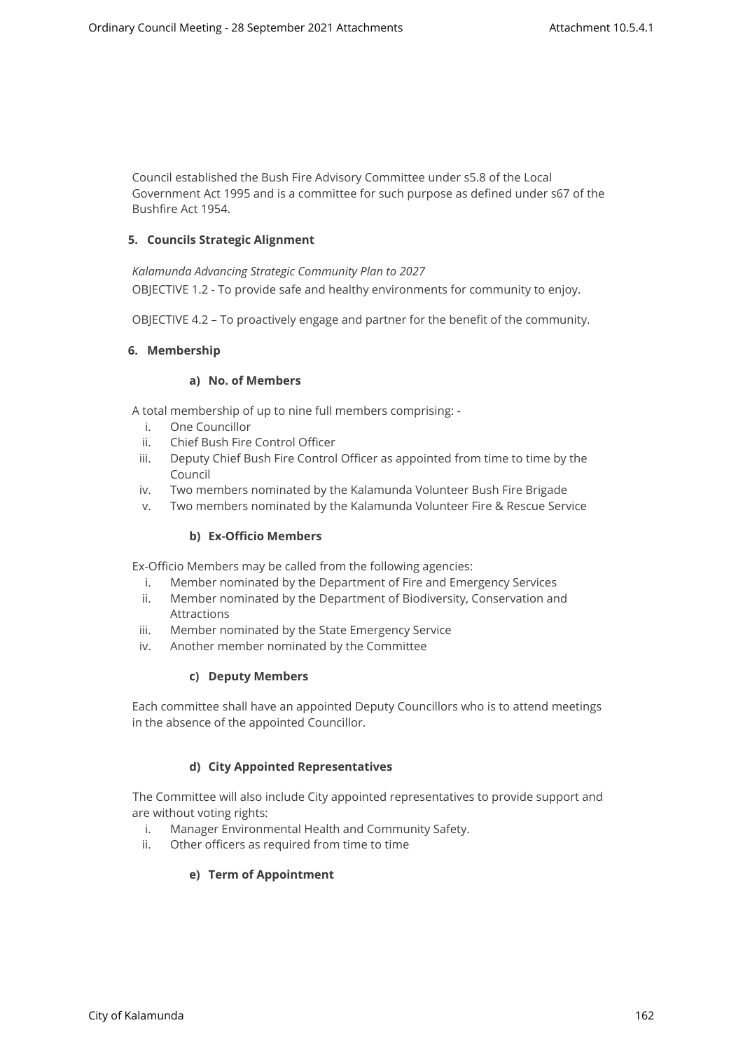Council established the Bush Fire Advisory Committee under s5.8 of the Local Government Act 1995 and is a committee for such purpose as defined under s67 of the Bushfire Act 1954.

## 5. Councils Strategic Alignment

*Kalamunda Advancing Strategic Community Plan to 2027*

OBJECTIVE 1.2 - To provide safe and healthy environments for community to enjoy.

OBJECTIVE 4.2 – To proactively engage and partner for the benefit of the community.

## 6. Membership

### a) No. of Members

A total membership of up to nine full members comprising: -

1. One Councillor
2. Chief Bush Fire Control Officer
3. Deputy Chief Bush Fire Control Officer as appointed from time to time by the Council
4. Two members nominated by the Kalamunda Volunteer Bush Fire Brigade
5. Two members nominated by the Kalamunda Volunteer Fire & Rescue Service

### b) Ex-Officio Members

Ex-Officio Members may be called from the following agencies:

1. Member nominated by the Department of Fire and Emergency Services
2. Member nominated by the Department of Biodiversity, Conservation and Attractions
3. Member nominated by the State Emergency Service
4. Another member nominated by the Committee

### c) Deputy Members

Each committee shall have an appointed Deputy Councillors who is to attend meetings in the absence of the appointed Councillor.

### d) City Appointed Representatives

The Committee will also include City appointed representatives to provide support and are without voting rights:

1. Manager Environmental Health and Community Safety.
2. Other officers as required from time to time

### e) Term of Appointment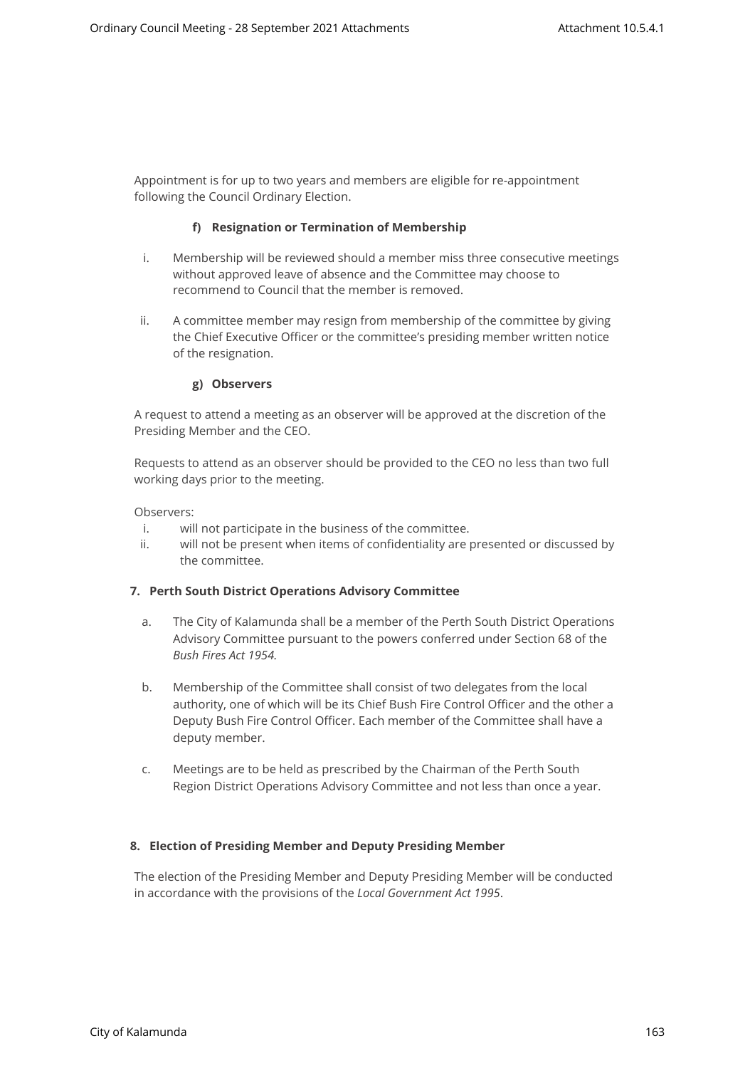Appointment is for up to two years and members are eligible for re-appointment following the Council Ordinary Election.

#### f) Resignation or Termination of Membership

i. Membership will be reviewed should a member miss three consecutive meetings without approved leave of absence and the Committee may choose to recommend to Council that the member is removed.

ii. A committee member may resign from membership of the committee by giving the Chief Executive Officer or the committee's presiding member written notice of the resignation.

#### g) Observers

A request to attend a meeting as an observer will be approved at the discretion of the Presiding Member and the CEO.

Requests to attend as an observer should be provided to the CEO no less than two full working days prior to the meeting.

Observers:

i. will not participate in the business of the committee.
ii. will not be present when items of confidentiality are presented or discussed by the committee.

### 7. Perth South District Operations Advisory Committee

a. The City of Kalamunda shall be a member of the Perth South District Operations Advisory Committee pursuant to the powers conferred under Section 68 of the *Bush Fires Act 1954.*

b. Membership of the Committee shall consist of two delegates from the local authority, one of which will be its Chief Bush Fire Control Officer and the other a Deputy Bush Fire Control Officer. Each member of the Committee shall have a deputy member.

c. Meetings are to be held as prescribed by the Chairman of the Perth South Region District Operations Advisory Committee and not less than once a year.

### 8. Election of Presiding Member and Deputy Presiding Member

The election of the Presiding Member and Deputy Presiding Member will be conducted in accordance with the provisions of the *Local Government Act 1995*.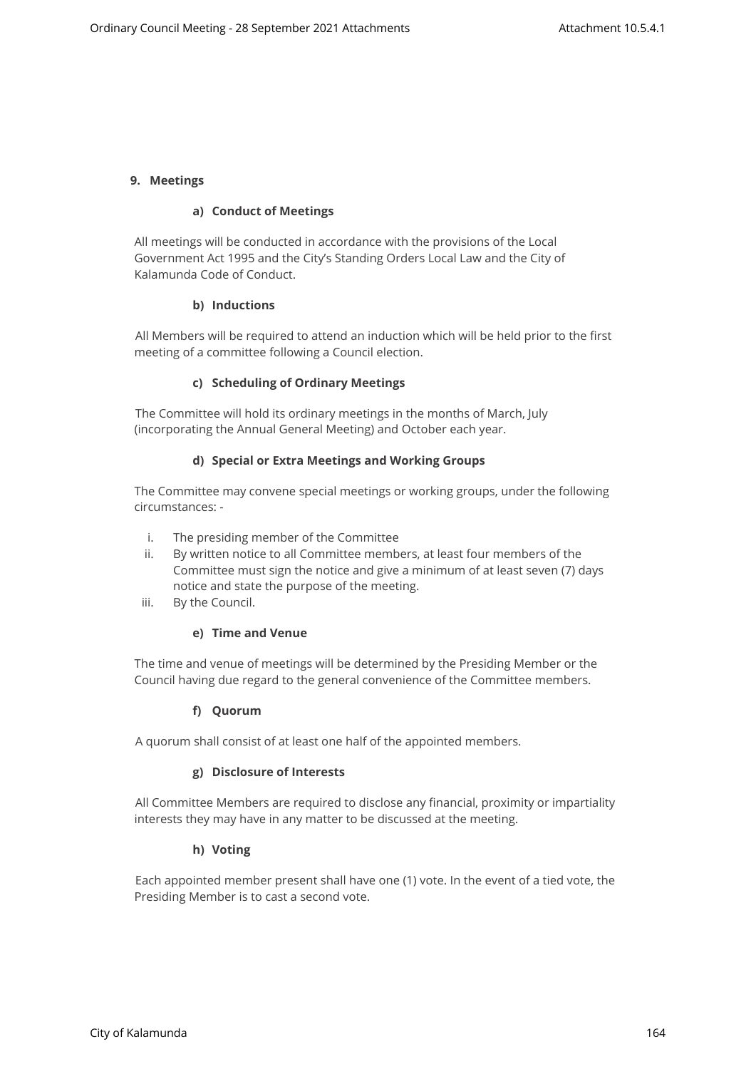## 9. Meetings

### a) Conduct of Meetings

All meetings will be conducted in accordance with the provisions of the Local Government Act 1995 and the City's Standing Orders Local Law and the City of Kalamunda Code of Conduct.

### b) Inductions

All Members will be required to attend an induction which will be held prior to the first meeting of a committee following a Council election.

### c) Scheduling of Ordinary Meetings

The Committee will hold its ordinary meetings in the months of March, July (incorporating the Annual General Meeting) and October each year.

### d) Special or Extra Meetings and Working Groups

The Committee may convene special meetings or working groups, under the following circumstances: -

i. The presiding member of the Committee
ii. By written notice to all Committee members, at least four members of the Committee must sign the notice and give a minimum of at least seven (7) days notice and state the purpose of the meeting.
iii. By the Council.

### e) Time and Venue

The time and venue of meetings will be determined by the Presiding Member or the Council having due regard to the general convenience of the Committee members.

### f) Quorum

A quorum shall consist of at least one half of the appointed members.

### g) Disclosure of Interests

All Committee Members are required to disclose any financial, proximity or impartiality interests they may have in any matter to be discussed at the meeting.

### h) Voting

Each appointed member present shall have one (1) vote. In the event of a tied vote, the Presiding Member is to cast a second vote.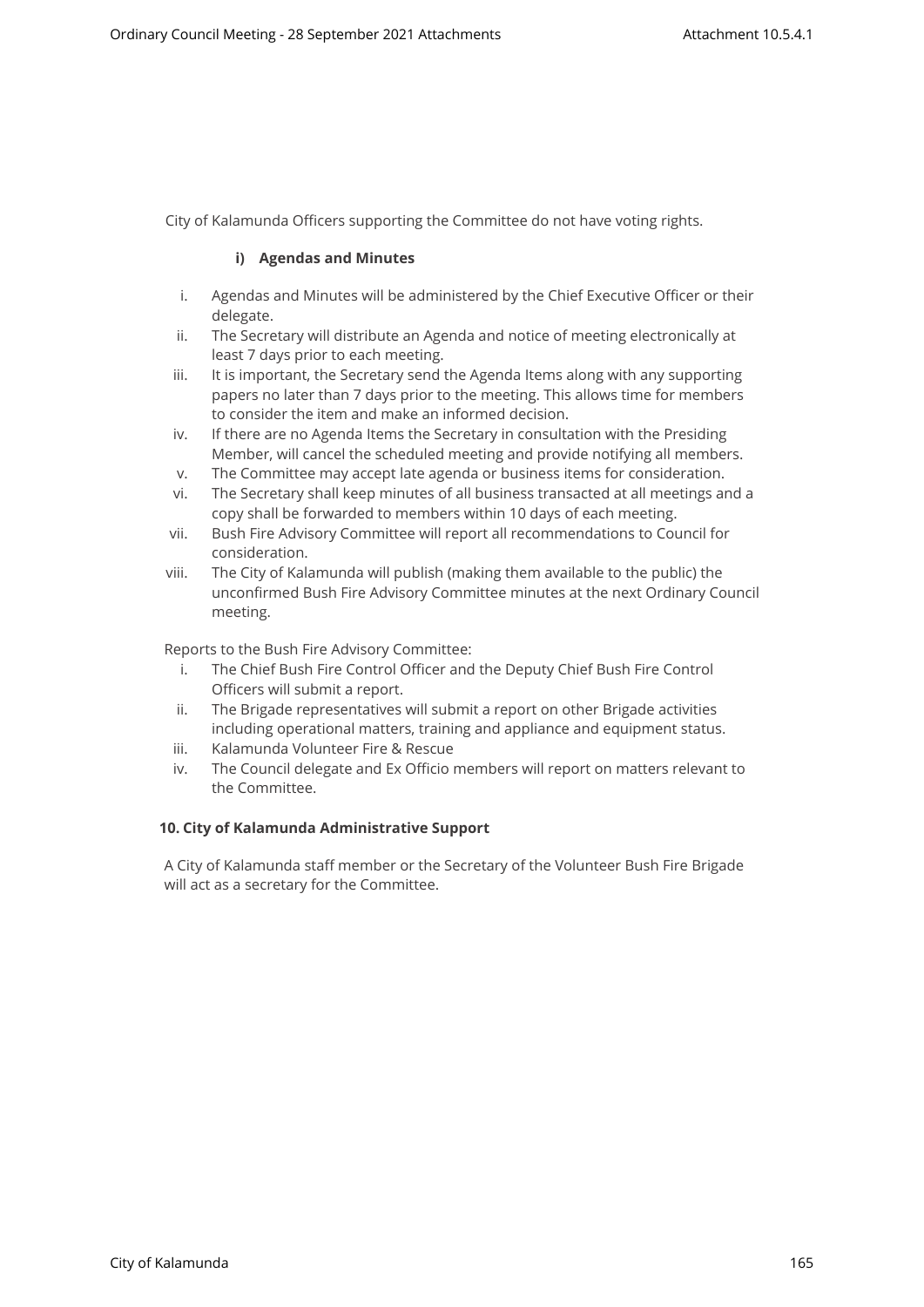City of Kalamunda Officers supporting the Committee do not have voting rights.

#### i) Agendas and Minutes

i. Agendas and Minutes will be administered by the Chief Executive Officer or their delegate.
ii. The Secretary will distribute an Agenda and notice of meeting electronically at least 7 days prior to each meeting.
iii. It is important, the Secretary send the Agenda Items along with any supporting papers no later than 7 days prior to the meeting. This allows time for members to consider the item and make an informed decision.
iv. If there are no Agenda Items the Secretary in consultation with the Presiding Member, will cancel the scheduled meeting and provide notifying all members.
v. The Committee may accept late agenda or business items for consideration.
vi. The Secretary shall keep minutes of all business transacted at all meetings and a copy shall be forwarded to members within 10 days of each meeting.
vii. Bush Fire Advisory Committee will report all recommendations to Council for consideration.
viii. The City of Kalamunda will publish (making them available to the public) the unconfirmed Bush Fire Advisory Committee minutes at the next Ordinary Council meeting.

Reports to the Bush Fire Advisory Committee:

i. The Chief Bush Fire Control Officer and the Deputy Chief Bush Fire Control Officers will submit a report.
ii. The Brigade representatives will submit a report on other Brigade activities including operational matters, training and appliance and equipment status.
iii. Kalamunda Volunteer Fire & Rescue
iv. The Council delegate and Ex Officio members will report on matters relevant to the Committee.

### 10. City of Kalamunda Administrative Support

A City of Kalamunda staff member or the Secretary of the Volunteer Bush Fire Brigade will act as a secretary for the Committee.